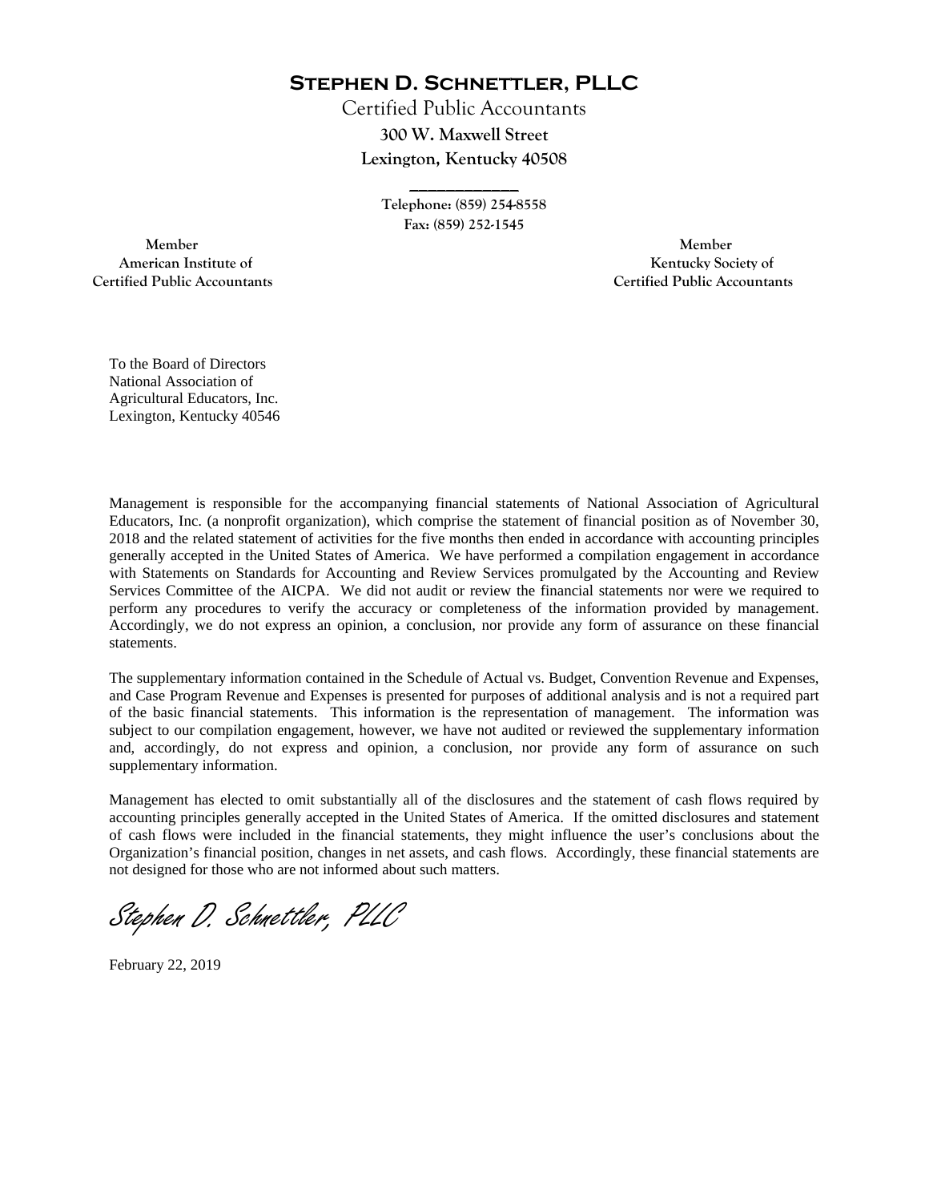# Stephen D. Schnettler, PLLC

Certified Public Accountants
**300 W. Maxwell Street**
**Lexington, Kentucky 40508**

---

Telephone: (859) 254-8558
Fax: (859) 252-1545

Member
American Institute of
Certified Public Accountants

Member
Kentucky Society of
Certified Public Accountants

To the Board of Directors
National Association of
Agricultural Educators, Inc.
Lexington, Kentucky 40546

Management is responsible for the accompanying financial statements of National Association of Agricultural Educators, Inc. (a nonprofit organization), which comprise the statement of financial position as of November 30, 2018 and the related statement of activities for the five months then ended in accordance with accounting principles generally accepted in the United States of America. We have performed a compilation engagement in accordance with Statements on Standards for Accounting and Review Services promulgated by the Accounting and Review Services Committee of the AICPA. We did not audit or review the financial statements nor were we required to perform any procedures to verify the accuracy or completeness of the information provided by management. Accordingly, we do not express an opinion, a conclusion, nor provide any form of assurance on these financial statements.

The supplementary information contained in the Schedule of Actual vs. Budget, Convention Revenue and Expenses, and Case Program Revenue and Expenses is presented for purposes of additional analysis and is not a required part of the basic financial statements. This information is the representation of management. The information was subject to our compilation engagement, however, we have not audited or reviewed the supplementary information and, accordingly, do not express and opinion, a conclusion, nor provide any form of assurance on such supplementary information.

Management has elected to omit substantially all of the disclosures and the statement of cash flows required by accounting principles generally accepted in the United States of America. If the omitted disclosures and statement of cash flows were included in the financial statements, they might influence the user's conclusions about the Organization's financial position, changes in net assets, and cash flows. Accordingly, these financial statements are not designed for those who are not informed about such matters.

*Stephen D. Schnettler, PLLC*

February 22, 2019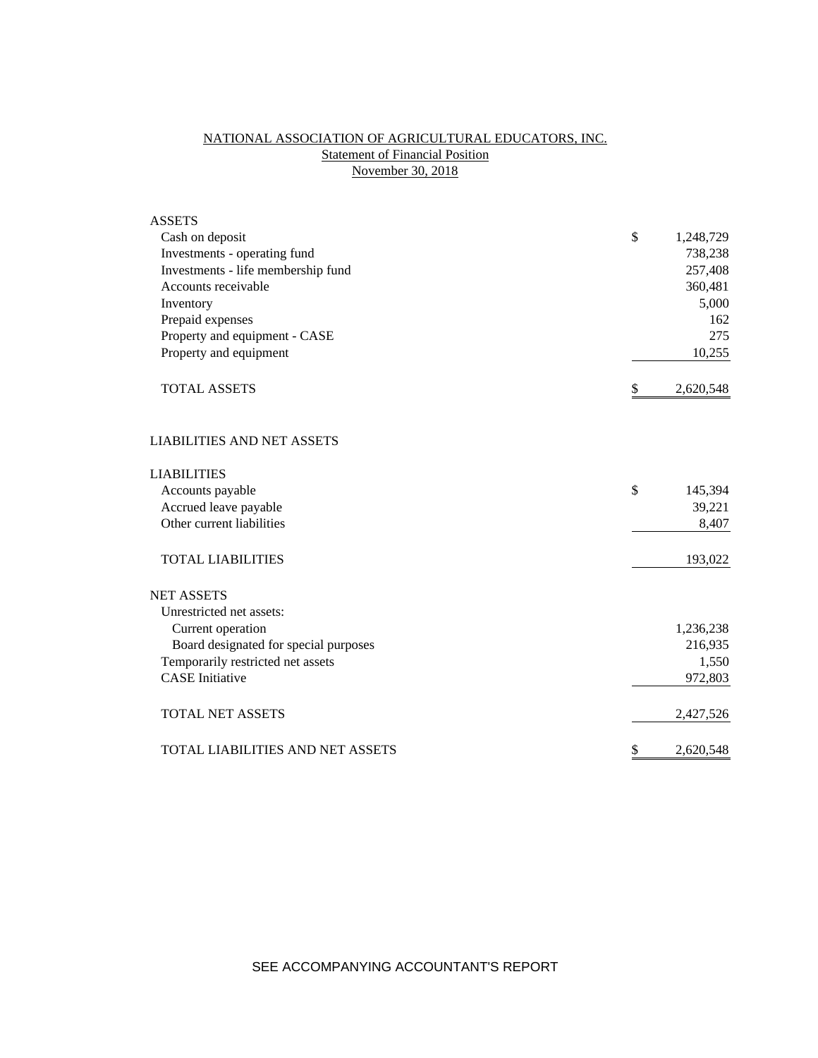# NATIONAL ASSOCIATION OF AGRICULTURAL EDUCATORS, INC.

## Statement of Financial Position

### November 30, 2018

| | |
|---|---|
| **ASSETS** | |
| Cash on deposit | $ 1,248,729 |
| Investments - operating fund | 738,238 |
| Investments - life membership fund | 257,408 |
| Accounts receivable | 360,481 |
| Inventory | 5,000 |
| Prepaid expenses | 162 |
| Property and equipment - CASE | 275 |
| Property and equipment | 10,255 |
| TOTAL ASSETS | $ 2,620,548 |
| | |
| **LIABILITIES AND NET ASSETS** | |
| | |
| **LIABILITIES** | |
| Accounts payable | $ 145,394 |
| Accrued leave payable | 39,221 |
| Other current liabilities | 8,407 |
| TOTAL LIABILITIES | 193,022 |
| | |
| **NET ASSETS** | |
| Unrestricted net assets: | |
| Current operation | 1,236,238 |
| Board designated for special purposes | 216,935 |
| Temporarily restricted net assets | 1,550 |
| CASE Initiative | 972,803 |
| TOTAL NET ASSETS | 2,427,526 |
| | |
| TOTAL LIABILITIES AND NET ASSETS | $ 2,620,548 |

SEE ACCOMPANYING ACCOUNTANT'S REPORT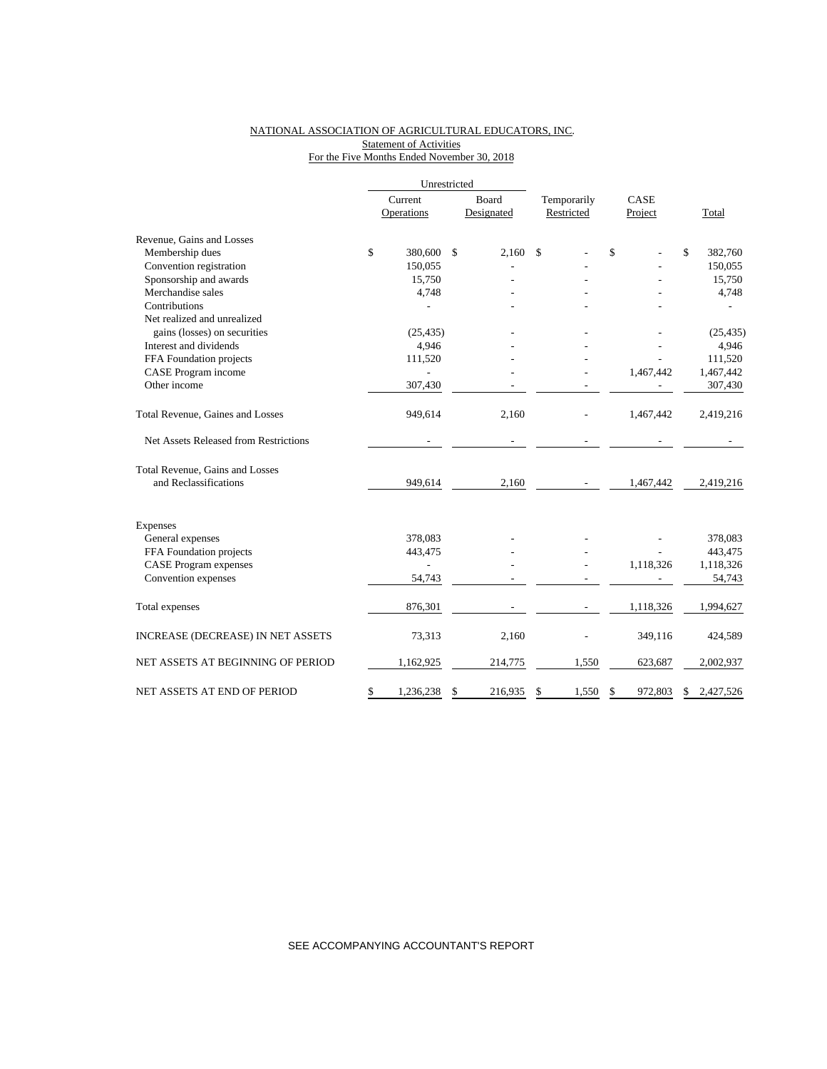NATIONAL ASSOCIATION OF AGRICULTURAL EDUCATORS, INC.
Statement of Activities
For the Five Months Ended November 30, 2018

| | Unrestricted | | | | |
|---|---|---|---|---|---|
| | Current Operations | Board Designated | Temporarily Restricted | CASE Project | Total |
| Revenue, Gains and Losses | | | | | |
| Membership dues | $ 380,600 | $ 2,160 | $ - | $ - | $ 382,760 |
| Convention registration | 150,055 | - | - | - | 150,055 |
| Sponsorship and awards | 15,750 | - | - | - | 15,750 |
| Merchandise sales | 4,748 | - | - | - | 4,748 |
| Contributions | - | - | - | - | - |
| Net realized and unrealized gains (losses) on securities | (25,435) | - | - | - | (25,435) |
| Interest and dividends | 4,946 | - | - | - | 4,946 |
| FFA Foundation projects | 111,520 | - | - | - | 111,520 |
| CASE Program income | - | - | - | 1,467,442 | 1,467,442 |
| Other income | 307,430 | - | - | - | 307,430 |
| Total Revenue, Gaines and Losses | 949,614 | 2,160 | - | 1,467,442 | 2,419,216 |
| Net Assets Released from Restrictions | - | - | - | - | - |
| Total Revenue, Gains and Losses and Reclassifications | 949,614 | 2,160 | - | 1,467,442 | 2,419,216 |
| Expenses | | | | | |
| General expenses | 378,083 | - | - | - | 378,083 |
| FFA Foundation projects | 443,475 | - | - | - | 443,475 |
| CASE Program expenses | - | - | - | 1,118,326 | 1,118,326 |
| Convention expenses | 54,743 | - | - | - | 54,743 |
| Total expenses | 876,301 | - | - | 1,118,326 | 1,994,627 |
| INCREASE (DECREASE) IN NET ASSETS | 73,313 | 2,160 | - | 349,116 | 424,589 |
| NET ASSETS AT BEGINNING OF PERIOD | 1,162,925 | 214,775 | 1,550 | 623,687 | 2,002,937 |
| NET ASSETS AT END OF PERIOD | $ 1,236,238 | $ 216,935 | $ 1,550 | $ 972,803 | $ 2,427,526 |

SEE ACCOMPANYING ACCOUNTANT'S REPORT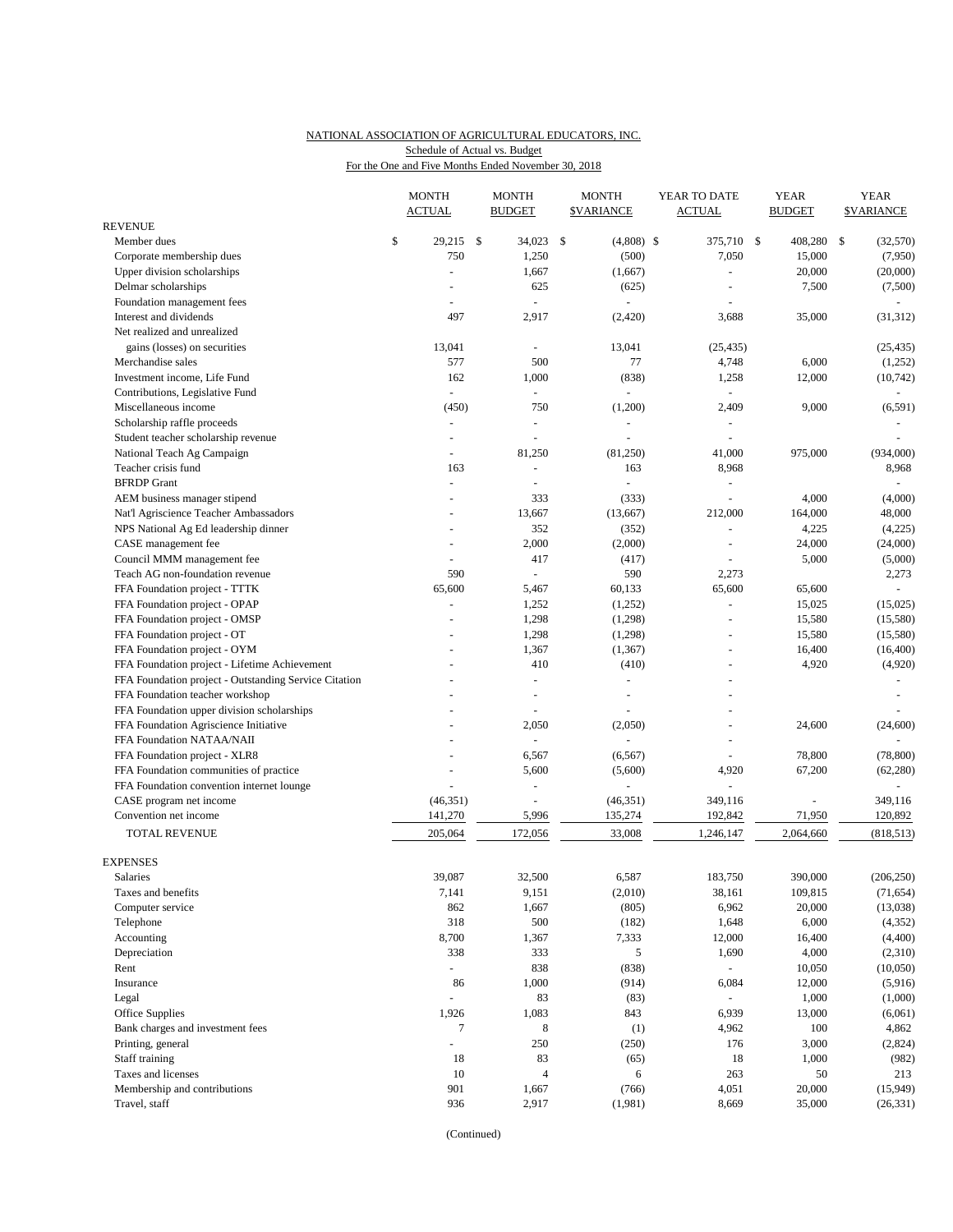NATIONAL ASSOCIATION OF AGRICULTURAL EDUCATORS, INC.
Schedule of Actual vs. Budget
For the One and Five Months Ended November 30, 2018

| | MONTH ACTUAL | MONTH BUDGET | MONTH $VARIANCE | YEAR TO DATE ACTUAL | YEAR BUDGET | YEAR $VARIANCE |
|---|---|---|---|---|---|---|
| REVENUE | | | | | | |
| Member dues | $ 29,215 | $ 34,023 | $ (4,808) | $ 375,710 | $ 408,280 | $ (32,570) |
| Corporate membership dues | 750 | 1,250 | (500) | 7,050 | 15,000 | (7,950) |
| Upper division scholarships | - | 1,667 | (1,667) | - | 20,000 | (20,000) |
| Delmar scholarships | - | 625 | (625) | - | 7,500 | (7,500) |
| Foundation management fees | - | - | - | - | | - |
| Interest and dividends | 497 | 2,917 | (2,420) | 3,688 | 35,000 | (31,312) |
| Net realized and unrealized gains (losses) on securities | 13,041 | - | 13,041 | (25,435) | | (25,435) |
| Merchandise sales | 577 | 500 | 77 | 4,748 | 6,000 | (1,252) |
| Investment income, Life Fund | 162 | 1,000 | (838) | 1,258 | 12,000 | (10,742) |
| Contributions, Legislative Fund | - | - | - | - | | - |
| Miscellaneous income | (450) | 750 | (1,200) | 2,409 | 9,000 | (6,591) |
| Scholarship raffle proceeds | - | - | - | - | | - |
| Student teacher scholarship revenue | - | - | - | - | | - |
| National Teach Ag Campaign | - | 81,250 | (81,250) | 41,000 | 975,000 | (934,000) |
| Teacher crisis fund | 163 | - | 163 | 8,968 | | 8,968 |
| BFRDP Grant | - | - | - | - | | - |
| AEM business manager stipend | - | 333 | (333) | - | 4,000 | (4,000) |
| Nat'l Agriscience Teacher Ambassadors | - | 13,667 | (13,667) | 212,000 | 164,000 | 48,000 |
| NPS National Ag Ed leadership dinner | - | 352 | (352) | - | 4,225 | (4,225) |
| CASE management fee | - | 2,000 | (2,000) | - | 24,000 | (24,000) |
| Council MMM management fee | - | 417 | (417) | - | 5,000 | (5,000) |
| Teach AG non-foundation revenue | 590 | - | 590 | 2,273 | | 2,273 |
| FFA Foundation project - TTTK | 65,600 | 5,467 | 60,133 | 65,600 | 65,600 | - |
| FFA Foundation project - OPAP | - | 1,252 | (1,252) | - | 15,025 | (15,025) |
| FFA Foundation project - OMSP | - | 1,298 | (1,298) | - | 15,580 | (15,580) |
| FFA Foundation project - OT | - | 1,298 | (1,298) | - | 15,580 | (15,580) |
| FFA Foundation project - OYM | - | 1,367 | (1,367) | - | 16,400 | (16,400) |
| FFA Foundation project - Lifetime Achievement | - | 410 | (410) | - | 4,920 | (4,920) |
| FFA Foundation project - Outstanding Service Citation | - | - | - | - | | - |
| FFA Foundation teacher workshop | - | - | - | - | | - |
| FFA Foundation upper division scholarships | - | - | - | - | | - |
| FFA Foundation Agriscience Initiative | - | 2,050 | (2,050) | - | 24,600 | (24,600) |
| FFA Foundation NATAA/NAII | - | - | - | - | | - |
| FFA Foundation project - XLR8 | - | 6,567 | (6,567) | - | 78,800 | (78,800) |
| FFA Foundation communities of practice | - | 5,600 | (5,600) | 4,920 | 67,200 | (62,280) |
| FFA Foundation convention internet lounge | - | - | - | - | | - |
| CASE program net income | (46,351) | - | (46,351) | 349,116 | - | 349,116 |
| Convention net income | 141,270 | 5,996 | 135,274 | 192,842 | 71,950 | 120,892 |
| TOTAL REVENUE | 205,064 | 172,056 | 33,008 | 1,246,147 | 2,064,660 | (818,513) |
| EXPENSES | | | | | | |
| Salaries | 39,087 | 32,500 | 6,587 | 183,750 | 390,000 | (206,250) |
| Taxes and benefits | 7,141 | 9,151 | (2,010) | 38,161 | 109,815 | (71,654) |
| Computer service | 862 | 1,667 | (805) | 6,962 | 20,000 | (13,038) |
| Telephone | 318 | 500 | (182) | 1,648 | 6,000 | (4,352) |
| Accounting | 8,700 | 1,367 | 7,333 | 12,000 | 16,400 | (4,400) |
| Depreciation | 338 | 333 | 5 | 1,690 | 4,000 | (2,310) |
| Rent | - | 838 | (838) | - | 10,050 | (10,050) |
| Insurance | 86 | 1,000 | (914) | 6,084 | 12,000 | (5,916) |
| Legal | - | 83 | (83) | - | 1,000 | (1,000) |
| Office Supplies | 1,926 | 1,083 | 843 | 6,939 | 13,000 | (6,061) |
| Bank charges and investment fees | 7 | 8 | (1) | 4,962 | 100 | 4,862 |
| Printing, general | - | 250 | (250) | 176 | 3,000 | (2,824) |
| Staff training | 18 | 83 | (65) | 18 | 1,000 | (982) |
| Taxes and licenses | 10 | 4 | 6 | 263 | 50 | 213 |
| Membership and contributions | 901 | 1,667 | (766) | 4,051 | 20,000 | (15,949) |
| Travel, staff | 936 | 2,917 | (1,981) | 8,669 | 35,000 | (26,331) |

(Continued)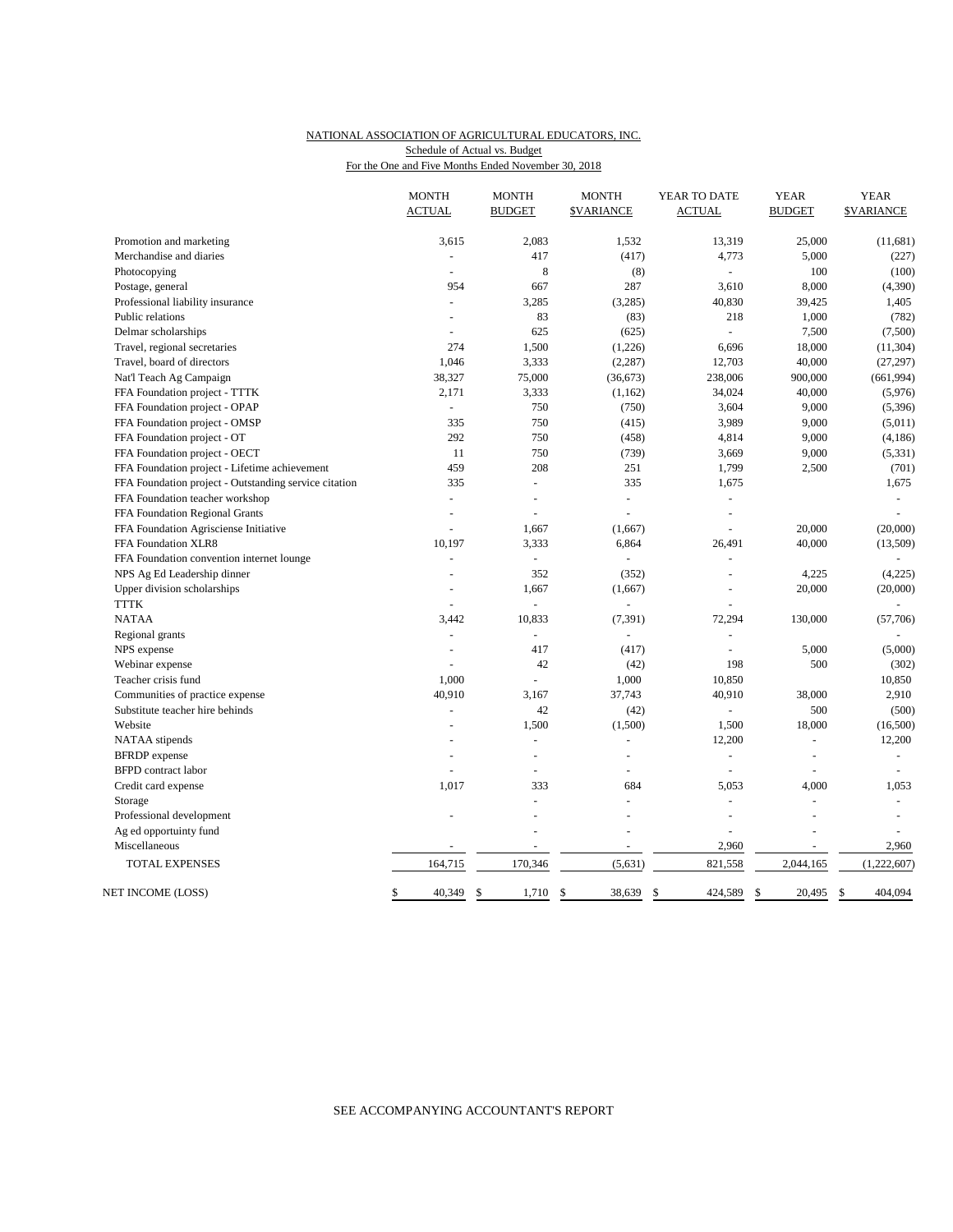NATIONAL ASSOCIATION OF AGRICULTURAL EDUCATORS, INC.
Schedule of Actual vs. Budget
For the One and Five Months Ended November 30, 2018

| | MONTH ACTUAL | MONTH BUDGET | MONTH $VARIANCE | YEAR TO DATE ACTUAL | YEAR BUDGET | YEAR $VARIANCE |
|---|---|---|---|---|---|---|
| Promotion and marketing | 3,615 | 2,083 | 1,532 | 13,319 | 25,000 | (11,681) |
| Merchandise and diaries | - | 417 | (417) | 4,773 | 5,000 | (227) |
| Photocopying | - | 8 | (8) | - | 100 | (100) |
| Postage, general | 954 | 667 | 287 | 3,610 | 8,000 | (4,390) |
| Professional liability insurance | - | 3,285 | (3,285) | 40,830 | 39,425 | 1,405 |
| Public relations | - | 83 | (83) | 218 | 1,000 | (782) |
| Delmar scholarships | - | 625 | (625) | - | 7,500 | (7,500) |
| Travel, regional secretaries | 274 | 1,500 | (1,226) | 6,696 | 18,000 | (11,304) |
| Travel, board of directors | 1,046 | 3,333 | (2,287) | 12,703 | 40,000 | (27,297) |
| Nat'l Teach Ag Campaign | 38,327 | 75,000 | (36,673) | 238,006 | 900,000 | (661,994) |
| FFA Foundation project - TTTK | 2,171 | 3,333 | (1,162) | 34,024 | 40,000 | (5,976) |
| FFA Foundation project - OPAP | - | 750 | (750) | 3,604 | 9,000 | (5,396) |
| FFA Foundation project - OMSP | 335 | 750 | (415) | 3,989 | 9,000 | (5,011) |
| FFA Foundation project - OT | 292 | 750 | (458) | 4,814 | 9,000 | (4,186) |
| FFA Foundation project - OECT | 11 | 750 | (739) | 3,669 | 9,000 | (5,331) |
| FFA Foundation project - Lifetime achievement | 459 | 208 | 251 | 1,799 | 2,500 | (701) |
| FFA Foundation project - Outstanding service citation | 335 | - | 335 | 1,675 | | 1,675 |
| FFA Foundation teacher workshop | - | - | - | - | | - |
| FFA Foundation Regional Grants | - | - | - | - | | - |
| FFA Foundation Agrisciense Initiative | - | 1,667 | (1,667) | - | 20,000 | (20,000) |
| FFA Foundation XLR8 | 10,197 | 3,333 | 6,864 | 26,491 | 40,000 | (13,509) |
| FFA Foundation convention internet lounge | - | - | - | - | | - |
| NPS Ag Ed Leadership dinner | - | 352 | (352) | - | 4,225 | (4,225) |
| Upper division scholarships | - | 1,667 | (1,667) | - | 20,000 | (20,000) |
| TTTK | - | - | - | - | | - |
| NATAA | 3,442 | 10,833 | (7,391) | 72,294 | 130,000 | (57,706) |
| Regional grants | - | - | - | - | | - |
| NPS expense | - | 417 | (417) | - | 5,000 | (5,000) |
| Webinar expense | - | 42 | (42) | 198 | 500 | (302) |
| Teacher crisis fund | 1,000 | - | 1,000 | 10,850 | | 10,850 |
| Communities of practice expense | 40,910 | 3,167 | 37,743 | 40,910 | 38,000 | 2,910 |
| Substitute teacher hire behinds | - | 42 | (42) | - | 500 | (500) |
| Website | - | 1,500 | (1,500) | 1,500 | 18,000 | (16,500) |
| NATAA stipends | - | - | - | 12,200 | - | 12,200 |
| BFRDP expense | - | - | - | - | - | - |
| BFPD contract labor | - | - | - | - | - | - |
| Credit card expense | 1,017 | 333 | 684 | 5,053 | 4,000 | 1,053 |
| Storage | | - | - | - | - | - |
| Professional development | - | - | - | - | - | - |
| Ag ed opportuinty fund | | - | - | - | - | - |
| Miscellaneous | - | - | - | 2,960 | - | 2,960 |
| TOTAL EXPENSES | 164,715 | 170,346 | (5,631) | 821,558 | 2,044,165 | (1,222,607) |
| NET INCOME (LOSS) | $ 40,349 | $ 1,710 | $ 38,639 | $ 424,589 | $ 20,495 | $ 404,094 |

SEE ACCOMPANYING ACCOUNTANT'S REPORT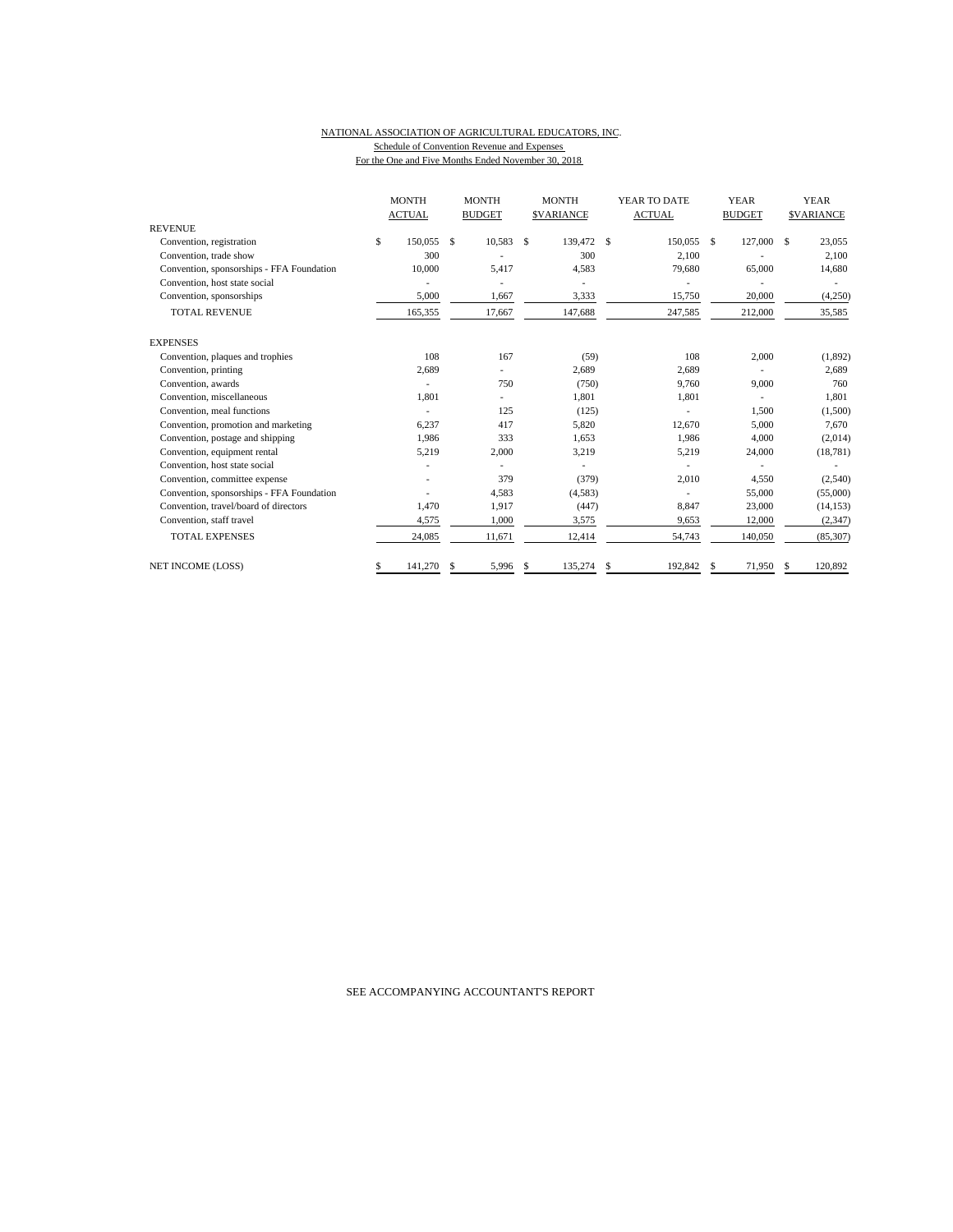NATIONAL ASSOCIATION OF AGRICULTURAL EDUCATORS, INC.
Schedule of Convention Revenue and Expenses
For the One and Five Months Ended November 30, 2018

| | MONTH ACTUAL | MONTH BUDGET | MONTH $VARIANCE | YEAR TO DATE ACTUAL | YEAR BUDGET | YEAR $VARIANCE |
|---|---|---|---|---|---|---|
| REVENUE | | | | | | |
| Convention, registration | $ 150,055 | $ 10,583 | $ 139,472 | $ 150,055 | $ 127,000 | $ 23,055 |
| Convention, trade show | 300 | - | 300 | 2,100 | - | 2,100 |
| Convention, sponsorships - FFA Foundation | 10,000 | 5,417 | 4,583 | 79,680 | 65,000 | 14,680 |
| Convention, host state social | - | - | - | - | - | - |
| Convention, sponsorships | 5,000 | 1,667 | 3,333 | 15,750 | 20,000 | (4,250) |
| TOTAL REVENUE | 165,355 | 17,667 | 147,688 | 247,585 | 212,000 | 35,585 |
| EXPENSES | | | | | | |
| Convention, plaques and trophies | 108 | 167 | (59) | 108 | 2,000 | (1,892) |
| Convention, printing | 2,689 | - | 2,689 | 2,689 | - | 2,689 |
| Convention, awards | - | 750 | (750) | 9,760 | 9,000 | 760 |
| Convention, miscellaneous | 1,801 | - | 1,801 | 1,801 | - | 1,801 |
| Convention, meal functions | - | 125 | (125) | - | 1,500 | (1,500) |
| Convention, promotion and marketing | 6,237 | 417 | 5,820 | 12,670 | 5,000 | 7,670 |
| Convention, postage and shipping | 1,986 | 333 | 1,653 | 1,986 | 4,000 | (2,014) |
| Convention, equipment rental | 5,219 | 2,000 | 3,219 | 5,219 | 24,000 | (18,781) |
| Convention, host state social | - | - | - | - | - | - |
| Convention, committee expense | - | 379 | (379) | 2,010 | 4,550 | (2,540) |
| Convention, sponsorships - FFA Foundation | - | 4,583 | (4,583) | - | 55,000 | (55,000) |
| Convention, travel/board of directors | 1,470 | 1,917 | (447) | 8,847 | 23,000 | (14,153) |
| Convention, staff travel | 4,575 | 1,000 | 3,575 | 9,653 | 12,000 | (2,347) |
| TOTAL EXPENSES | 24,085 | 11,671 | 12,414 | 54,743 | 140,050 | (85,307) |
| NET INCOME (LOSS) | $ 141,270 | $ 5,996 | $ 135,274 | $ 192,842 | $ 71,950 | $ 120,892 |

SEE ACCOMPANYING ACCOUNTANT'S REPORT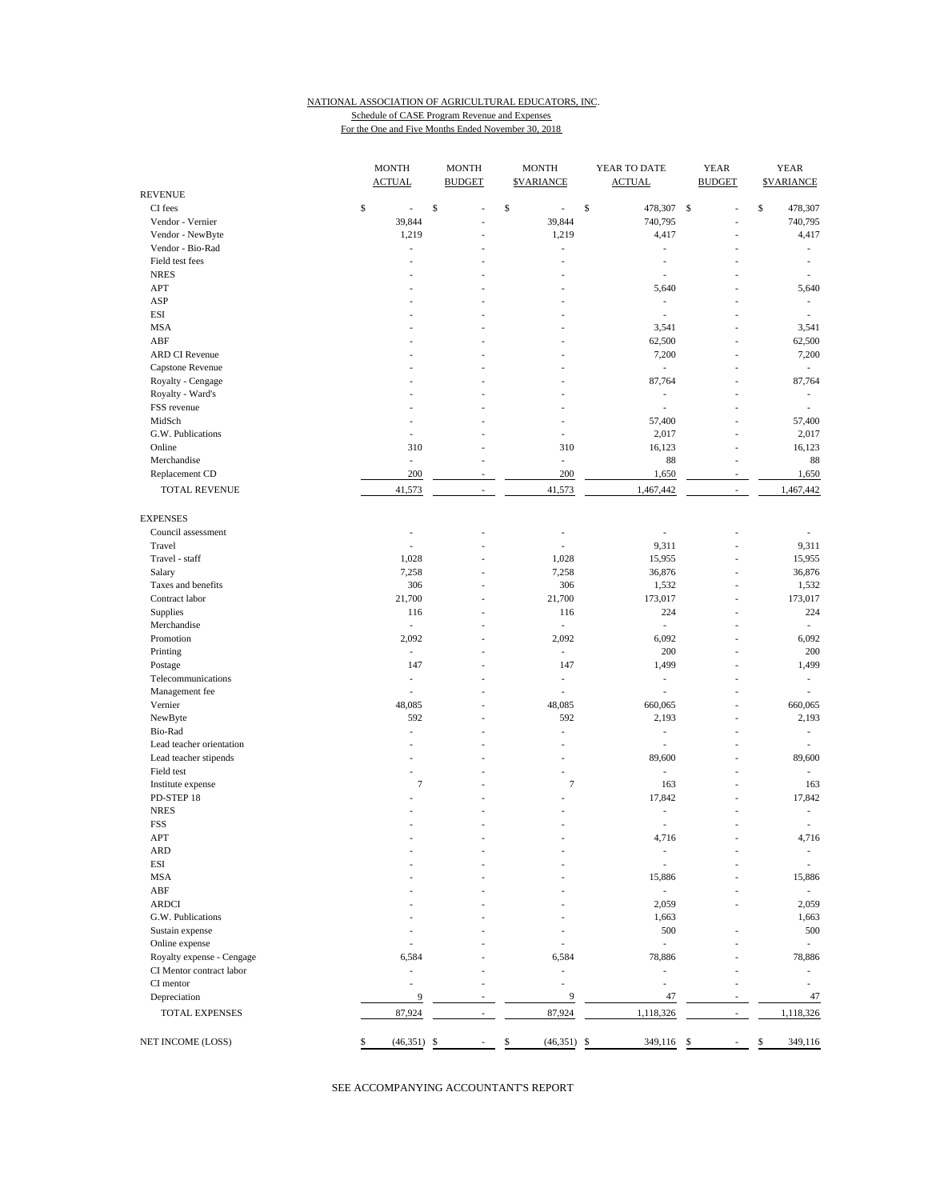NATIONAL ASSOCIATION OF AGRICULTURAL EDUCATORS, INC.
Schedule of CASE Program Revenue and Expenses
For the One and Five Months Ended November 30, 2018

| | MONTH ACTUAL | MONTH BUDGET | MONTH $VARIANCE | YEAR TO DATE ACTUAL | YEAR BUDGET | YEAR $VARIANCE |
|---|---|---|---|---|---|---|
| REVENUE | | | | | | |
| CI fees | $ - | $ - | $ - | $ 478,307 | $ - | $ 478,307 |
| Vendor - Vernier | 39,844 | - | 39,844 | 740,795 | - | 740,795 |
| Vendor - NewByte | 1,219 | - | 1,219 | 4,417 | - | 4,417 |
| Vendor - Bio-Rad | - | - | - | - | - | - |
| Field test fees | - | - | - | - | - | - |
| NRES | - | - | - | - | - | - |
| APT | - | - | - | 5,640 | - | 5,640 |
| ASP | - | - | - | - | - | - |
| ESI | - | - | - | - | - | - |
| MSA | - | - | - | 3,541 | - | 3,541 |
| ABF | - | - | - | 62,500 | - | 62,500 |
| ARD CI Revenue | - | - | - | 7,200 | - | 7,200 |
| Capstone Revenue | - | - | - | - | - | - |
| Royalty - Cengage | - | - | - | 87,764 | - | 87,764 |
| Royalty - Ward's | - | - | - | - | - | - |
| FSS revenue | - | - | - | - | - | - |
| MidSch | - | - | - | 57,400 | - | 57,400 |
| G.W. Publications | - | - | - | 2,017 | - | 2,017 |
| Online | 310 | - | 310 | 16,123 | - | 16,123 |
| Merchandise | - | - | - | 88 | - | 88 |
| Replacement CD | 200 | - | 200 | 1,650 | - | 1,650 |
| TOTAL REVENUE | 41,573 | - | 41,573 | 1,467,442 | - | 1,467,442 |
| EXPENSES | | | | | | |
| Council assessment | - | - | - | - | - | - |
| Travel | - | - | - | 9,311 | - | 9,311 |
| Travel - staff | 1,028 | - | 1,028 | 15,955 | - | 15,955 |
| Salary | 7,258 | - | 7,258 | 36,876 | - | 36,876 |
| Taxes and benefits | 306 | - | 306 | 1,532 | - | 1,532 |
| Contract labor | 21,700 | - | 21,700 | 173,017 | - | 173,017 |
| Supplies | 116 | - | 116 | 224 | - | 224 |
| Merchandise | - | - | - | - | - | - |
| Promotion | 2,092 | - | 2,092 | 6,092 | - | 6,092 |
| Printing | - | - | - | 200 | - | 200 |
| Postage | 147 | - | 147 | 1,499 | - | 1,499 |
| Telecommunications | - | - | - | - | - | - |
| Management fee | - | - | - | - | - | - |
| Vernier | 48,085 | - | 48,085 | 660,065 | - | 660,065 |
| NewByte | 592 | - | 592 | 2,193 | - | 2,193 |
| Bio-Rad | - | - | - | - | - | - |
| Lead teacher orientation | - | - | - | - | - | - |
| Lead teacher stipends | - | - | - | 89,600 | - | 89,600 |
| Field test | - | - | - | - | - | - |
| Institute expense | 7 | - | 7 | 163 | - | 163 |
| PD-STEP 18 | - | - | - | 17,842 | - | 17,842 |
| NRES | - | - | - | - | - | - |
| FSS | - | - | - | - | - | - |
| APT | - | - | - | 4,716 | - | 4,716 |
| ARD | - | - | - | - | - | - |
| ESI | - | - | - | - | - | - |
| MSA | - | - | - | 15,886 | - | 15,886 |
| ABF | - | - | - | - | - | - |
| ARDCI | - | - | - | 2,059 | - | 2,059 |
| G.W. Publications | - | - | - | 1,663 | | 1,663 |
| Sustain expense | - | - | - | 500 | - | 500 |
| Online expense | - | - | - | - | - | - |
| Royalty expense - Cengage | 6,584 | - | 6,584 | 78,886 | - | 78,886 |
| CI Mentor contract labor | - | - | - | - | - | - |
| CI mentor | - | - | - | - | - | - |
| Depreciation | 9 | - | 9 | 47 | - | 47 |
| TOTAL EXPENSES | 87,924 | - | 87,924 | 1,118,326 | - | 1,118,326 |
| NET INCOME (LOSS) | $ (46,351) | $ - | $ (46,351) | $ 349,116 | $ - | $ 349,116 |

SEE ACCOMPANYING ACCOUNTANT'S REPORT